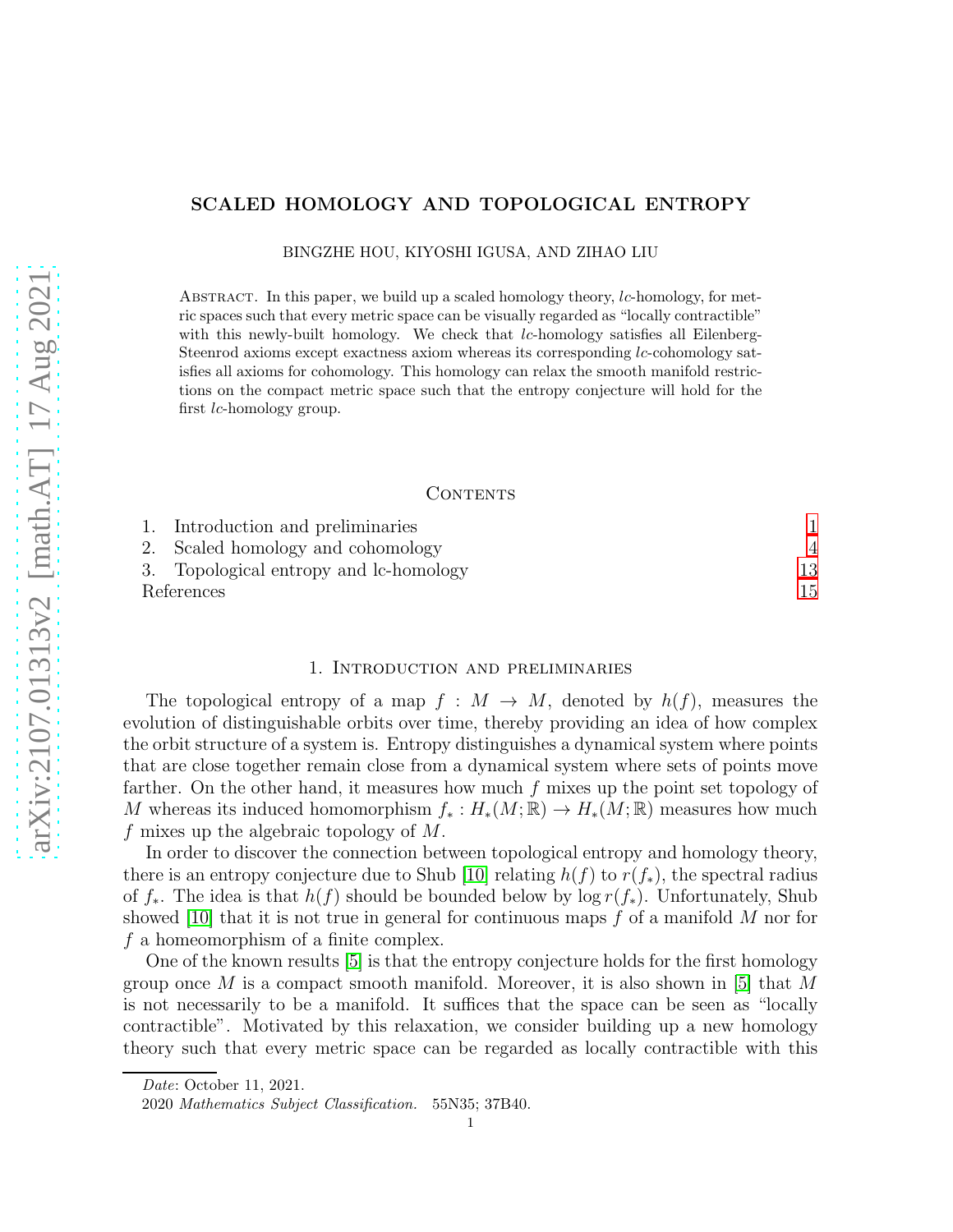# SCALED HOMOLOGY AND TOPOLOGICAL ENTROPY

BINGZHE HOU, KIYOSHI IGUSA, AND ZIHAO LIU

Abstract. In this paper, we build up a scaled homology theory, $lc$-homology, for metric spaces such that every metric space can be visually regarded as "locally contractible" with this newly-built homology. We check that $lc$-homology satisfies all Eilenberg-Steenrod axioms except exactness axiom whereas its corresponding $lc$-cohomology satisfies all axioms for cohomology. This homology can relax the smooth manifold restrictions on the compact metric space such that the entropy conjecture will hold for the first $lc$-homology group.

## Contents

1. Introduction and preliminaries — 1
2. Scaled homology and cohomology — 4
3. Topological entropy and lc-homology — 13

References — 15

## 1. Introduction and preliminaries

The topological entropy of a map $f : M \to M$, denoted by $h(f)$, measures the evolution of distinguishable orbits over time, thereby providing an idea of how complex the orbit structure of a system is. Entropy distinguishes a dynamical system where points that are close together remain close from a dynamical system where sets of points move farther. On the other hand, it measures how much $f$ mixes up the point set topology of $M$ whereas its induced homomorphism $f_* : H_*(M; \mathbb{R}) \to H_*(M; \mathbb{R})$ measures how much $f$ mixes up the algebraic topology of $M$.

In order to discover the connection between topological entropy and homology theory, there is an entropy conjecture due to Shub [10] relating $h(f)$ to $r(f_*)$, the spectral radius of $f_*$. The idea is that $h(f)$ should be bounded below by $\log r(f_*)$. Unfortunately, Shub showed [10] that it is not true in general for continuous maps $f$ of a manifold $M$ nor for $f$ a homeomorphism of a finite complex.

One of the known results [5] is that the entropy conjecture holds for the first homology group once $M$ is a compact smooth manifold. Moreover, it is also shown in [5] that $M$ is not necessarily to be a manifold. It suffices that the space can be seen as "locally contractible". Motivated by this relaxation, we consider building up a new homology theory such that every metric space can be regarded as locally contractible with this

*Date*: October 11, 2021.

2020 *Mathematics Subject Classification.* 55N35; 37B40.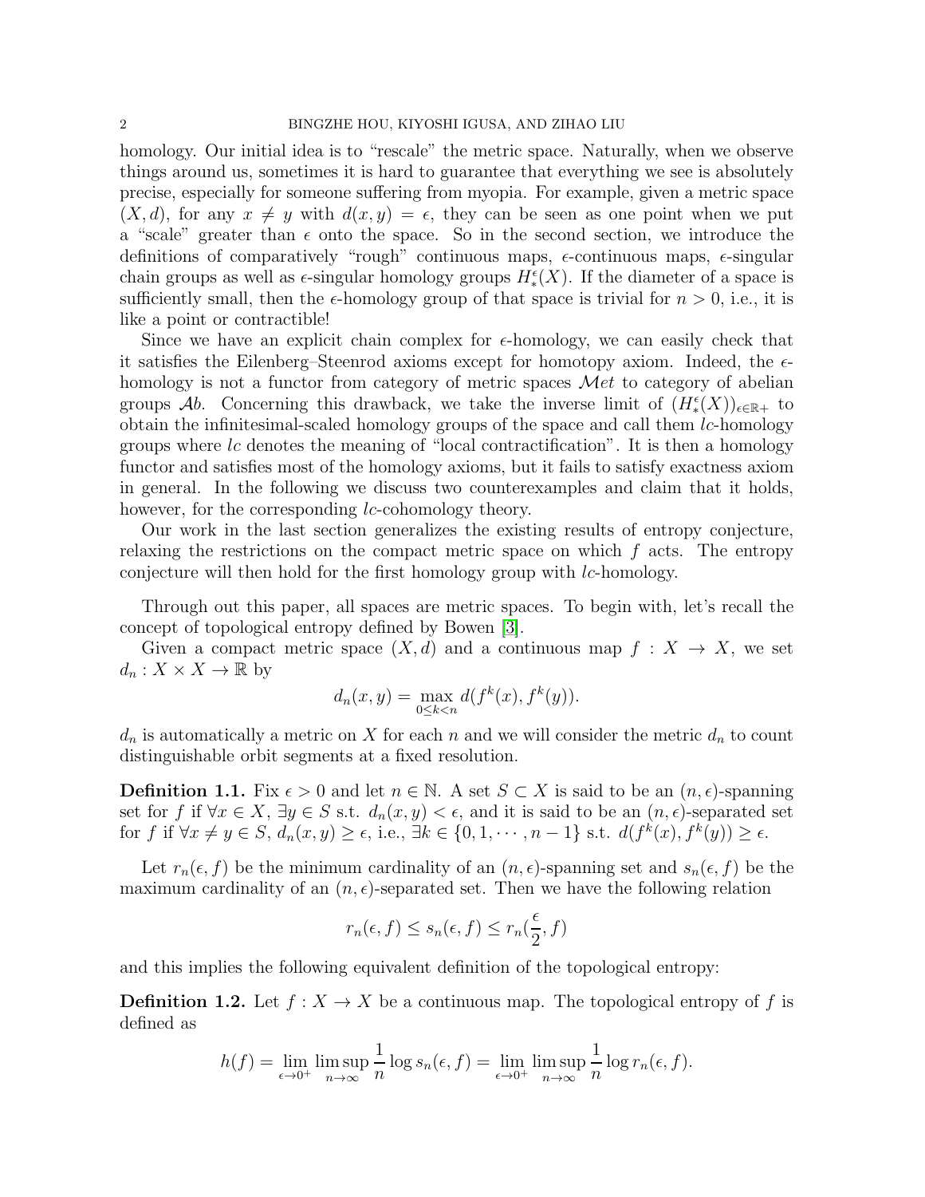homology. Our initial idea is to "rescale" the metric space. Naturally, when we observe things around us, sometimes it is hard to guarantee that everything we see is absolutely precise, especially for someone suffering from myopia. For example, given a metric space $(X, d)$, for any $x \neq y$ with $d(x, y) = \epsilon$, they can be seen as one point when we put a "scale" greater than $\epsilon$ onto the space. So in the second section, we introduce the definitions of comparatively "rough" continuous maps, $\epsilon$-continuous maps, $\epsilon$-singular chain groups as well as $\epsilon$-singular homology groups $H_*^\epsilon(X)$. If the diameter of a space is sufficiently small, then the $\epsilon$-homology group of that space is trivial for $n > 0$, i.e., it is like a point or contractible!

Since we have an explicit chain complex for $\epsilon$-homology, we can easily check that it satisfies the Eilenberg–Steenrod axioms except for homotopy axiom. Indeed, the $\epsilon$-homology is not a functor from category of metric spaces $\mathcal{M}et$ to category of abelian groups $\mathcal{A}b$. Concerning this drawback, we take the inverse limit of $(H_*^\epsilon(X))_{\epsilon \in \mathbb{R}_+}$ to obtain the infinitesimal-scaled homology groups of the space and call them $lc$-homology groups where $lc$ denotes the meaning of "local contractification". It is then a homology functor and satisfies most of the homology axioms, but it fails to satisfy exactness axiom in general. In the following we discuss two counterexamples and claim that it holds, however, for the corresponding $lc$-cohomology theory.

Our work in the last section generalizes the existing results of entropy conjecture, relaxing the restrictions on the compact metric space on which $f$ acts. The entropy conjecture will then hold for the first homology group with $lc$-homology.

Through out this paper, all spaces are metric spaces. To begin with, let's recall the concept of topological entropy defined by Bowen [3].

Given a compact metric space $(X, d)$ and a continuous map $f : X \to X$, we set $d_n : X \times X \to \mathbb{R}$ by

$$d_n(x, y) = \max_{0 \le k < n} d(f^k(x), f^k(y)).$$

$d_n$ is automatically a metric on $X$ for each $n$ and we will consider the metric $d_n$ to count distinguishable orbit segments at a fixed resolution.

**Definition 1.1.** Fix $\epsilon > 0$ and let $n \in \mathbb{N}$. A set $S \subset X$ is said to be an $(n, \epsilon)$-spanning set for $f$ if $\forall x \in X$, $\exists y \in S$ s.t. $d_n(x, y) < \epsilon$, and it is said to be an $(n, \epsilon)$-separated set for $f$ if $\forall x \neq y \in S$, $d_n(x, y) \ge \epsilon$, i.e., $\exists k \in \{0, 1, \cdots, n-1\}$ s.t. $d(f^k(x), f^k(y)) \ge \epsilon$.

Let $r_n(\epsilon, f)$ be the minimum cardinality of an $(n, \epsilon)$-spanning set and $s_n(\epsilon, f)$ be the maximum cardinality of an $(n, \epsilon)$-separated set. Then we have the following relation

$$r_n(\epsilon, f) \le s_n(\epsilon, f) \le r_n(\frac{\epsilon}{2}, f)$$

and this implies the following equivalent definition of the topological entropy:

**Definition 1.2.** Let $f : X \to X$ be a continuous map. The topological entropy of $f$ is defined as

$$h(f) = \lim_{\epsilon \to 0^+} \limsup_{n \to \infty} \frac{1}{n} \log s_n(\epsilon, f) = \lim_{\epsilon \to 0^+} \limsup_{n \to \infty} \frac{1}{n} \log r_n(\epsilon, f).$$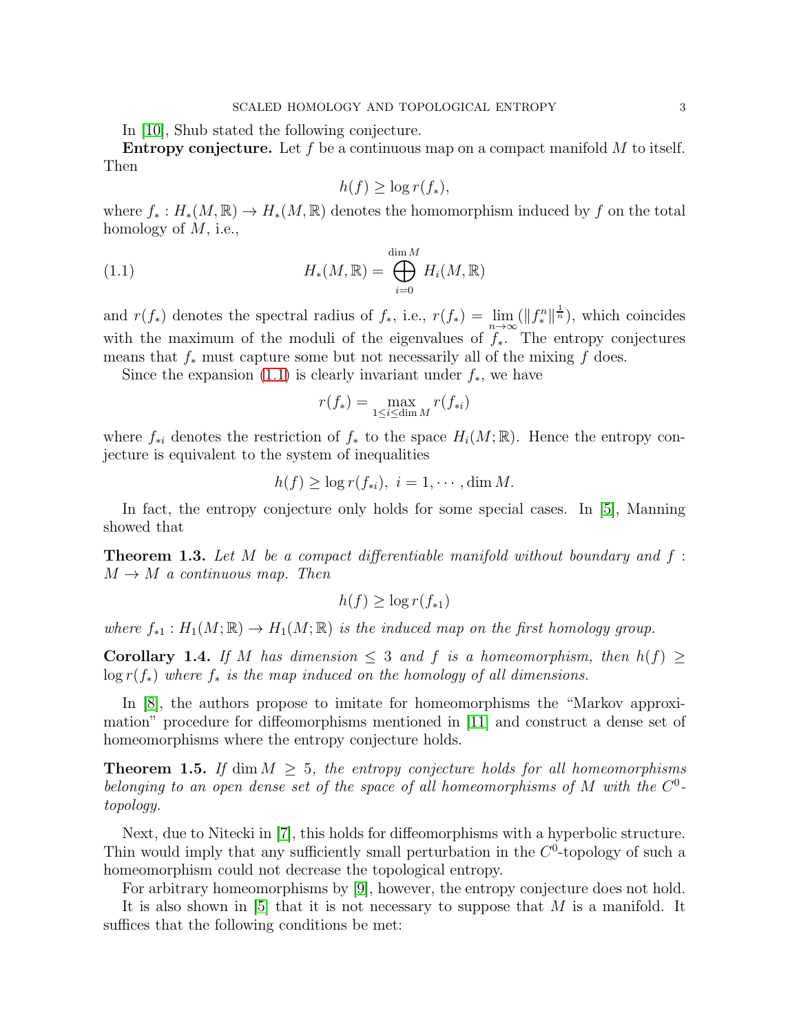In [10], Shub stated the following conjecture.

**Entropy conjecture.** Let $f$ be a continuous map on a compact manifold $M$ to itself. Then

$$h(f) \geq \log r(f_*),$$

where $f_* : H_*(M, \mathbb{R}) \to H_*(M, \mathbb{R})$ denotes the homomorphism induced by $f$ on the total homology of $M$, i.e.,

$$H_*(M, \mathbb{R}) = \bigoplus_{i=0}^{\dim M} H_i(M, \mathbb{R}) \tag{1.1}$$

and $r(f_*)$ denotes the spectral radius of $f_*$, i.e., $r(f_*) = \lim_{n\to\infty} (\|f_*^n\|^{\frac{1}{n}})$, which coincides with the maximum of the moduli of the eigenvalues of $f_*$. The entropy conjectures means that $f_*$ must capture some but not necessarily all of the mixing $f$ does.

Since the expansion (1.1) is clearly invariant under $f_*$, we have

$$r(f_*) = \max_{1\leq i\leq \dim M} r(f_{*i})$$

where $f_{*i}$ denotes the restriction of $f_*$ to the space $H_i(M; \mathbb{R})$. Hence the entropy conjecture is equivalent to the system of inequalities

$$h(f) \geq \log r(f_{*i}), \ i = 1, \cdots, \dim M.$$

In fact, the entropy conjecture only holds for some special cases. In [5], Manning showed that

**Theorem 1.3.** *Let $M$ be a compact differentiable manifold without boundary and $f : M \to M$ a continuous map. Then*

$$h(f) \geq \log r(f_{*1})$$

*where $f_{*1} : H_1(M; \mathbb{R}) \to H_1(M; \mathbb{R})$ is the induced map on the first homology group.*

**Corollary 1.4.** *If $M$ has dimension $\leq 3$ and $f$ is a homeomorphism, then $h(f) \geq \log r(f_*)$ where $f_*$ is the map induced on the homology of all dimensions.*

In [8], the authors propose to imitate for homeomorphisms the "Markov approximation" procedure for diffeomorphisms mentioned in [11] and construct a dense set of homeomorphisms where the entropy conjecture holds.

**Theorem 1.5.** *If $\dim M \geq 5$, the entropy conjecture holds for all homeomorphisms belonging to an open dense set of the space of all homeomorphisms of $M$ with the $C^0$-topology.*

Next, due to Nitecki in [7], this holds for diffeomorphisms with a hyperbolic structure. Thin would imply that any sufficiently small perturbation in the $C^0$-topology of such a homeomorphism could not decrease the topological entropy.

For arbitrary homeomorphisms by [9], however, the entropy conjecture does not hold.

It is also shown in [5] that it is not necessary to suppose that $M$ is a manifold. It suffices that the following conditions be met: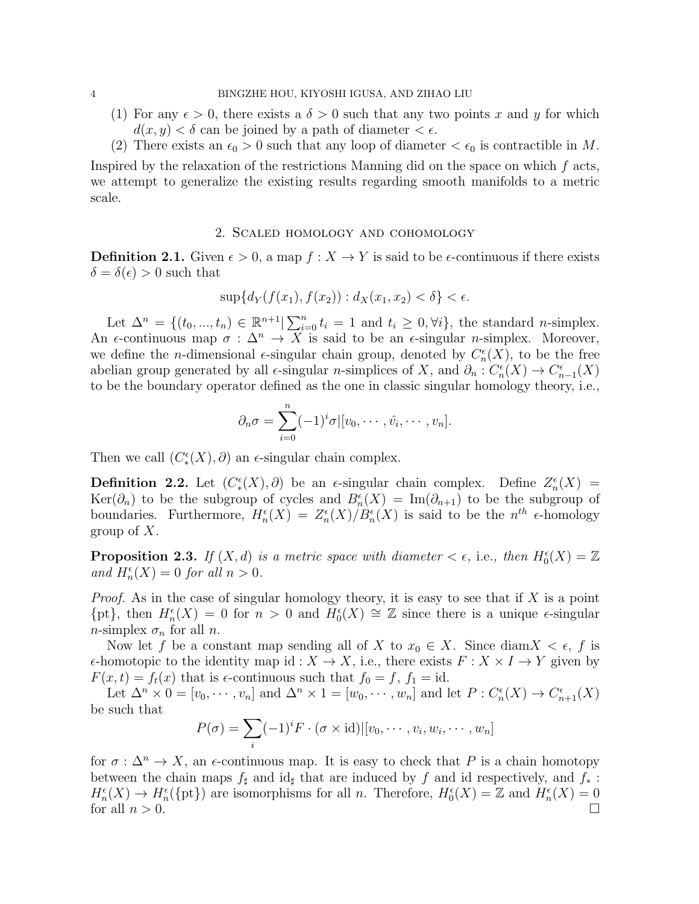(1) For any $\epsilon > 0$, there exists a $\delta > 0$ such that any two points $x$ and $y$ for which $d(x, y) < \delta$ can be joined by a path of diameter $< \epsilon$.

(2) There exists an $\epsilon_0 > 0$ such that any loop of diameter $< \epsilon_0$ is contractible in $M$.

Inspired by the relaxation of the restrictions Manning did on the space on which $f$ acts, we attempt to generalize the existing results regarding smooth manifolds to a metric scale.

## 2. Scaled homology and cohomology

**Definition 2.1.** Given $\epsilon > 0$, a map $f : X \to Y$ is said to be $\epsilon$-continuous if there exists $\delta = \delta(\epsilon) > 0$ such that

$$\sup\{d_Y(f(x_1), f(x_2)) : d_X(x_1, x_2) < \delta\} < \epsilon.$$

Let $\Delta^n = \{(t_0, ..., t_n) \in \mathbb{R}^{n+1} | \sum_{i=0}^n t_i = 1 \text{ and } t_i \geq 0, \forall i\}$, the standard $n$-simplex. An $\epsilon$-continuous map $\sigma : \Delta^n \to X$ is said to be an $\epsilon$-singular $n$-simplex. Moreover, we define the $n$-dimensional $\epsilon$-singular chain group, denoted by $C_n^\epsilon(X)$, to be the free abelian group generated by all $\epsilon$-singular $n$-simplices of $X$, and $\partial_n : C_n^\epsilon(X) \to C_{n-1}^\epsilon(X)$ to be the boundary operator defined as the one in classic singular homology theory, i.e.,

$$\partial_n \sigma = \sum_{i=0}^n (-1)^i \sigma|[v_0, \cdots, \hat{v_i}, \cdots, v_n].$$

Then we call $(C_*^\epsilon(X), \partial)$ an $\epsilon$-singular chain complex.

**Definition 2.2.** Let $(C_*^\epsilon(X), \partial)$ be an $\epsilon$-singular chain complex. Define $Z_n^\epsilon(X) = \text{Ker}(\partial_n)$ to be the subgroup of cycles and $B_n^\epsilon(X) = \text{Im}(\partial_{n+1})$ to be the subgroup of boundaries. Furthermore, $H_n^\epsilon(X) = Z_n^\epsilon(X)/B_n^\epsilon(X)$ is said to be the $n^{th}$ $\epsilon$-homology group of $X$.

**Proposition 2.3.** *If $(X, d)$ is a metric space with diameter $< \epsilon$,* i.e.*, then $H_0^\epsilon(X) = \mathbb{Z}$ and $H_n^\epsilon(X) = 0$ for all $n > 0$.*

*Proof.* As in the case of singular homology theory, it is easy to see that if $X$ is a point $\{\text{pt}\}$, then $H_n^\epsilon(X) = 0$ for $n > 0$ and $H_0^\epsilon(X) \cong \mathbb{Z}$ since there is a unique $\epsilon$-singular $n$-simplex $\sigma_n$ for all $n$.

Now let $f$ be a constant map sending all of $X$ to $x_0 \in X$. Since $\text{diam}X < \epsilon$, $f$ is $\epsilon$-homotopic to the identity map $\text{id} : X \to X$, i.e., there exists $F : X \times I \to Y$ given by $F(x, t) = f_t(x)$ that is $\epsilon$-continuous such that $f_0 = f$, $f_1 = \text{id}$.

Let $\Delta^n \times 0 = [v_0, \cdots, v_n]$ and $\Delta^n \times 1 = [w_0, \cdots, w_n]$ and let $P : C_n^\epsilon(X) \to C_{n+1}^\epsilon(X)$ be such that

$$P(\sigma) = \sum_i (-1)^i F \cdot (\sigma \times \text{id})|[v_0, \cdots, v_i, w_i, \cdots, w_n]$$

for $\sigma : \Delta^n \to X$, an $\epsilon$-continuous map. It is easy to check that $P$ is a chain homotopy between the chain maps $f_\sharp$ and $\text{id}_\sharp$ that are induced by $f$ and id respectively, and $f_* : H_n^\epsilon(X) \to H_n^\epsilon(\{\text{pt}\})$ are isomorphisms for all $n$. Therefore, $H_0^\epsilon(X) = \mathbb{Z}$ and $H_n^\epsilon(X) = 0$ for all $n > 0$. $\square$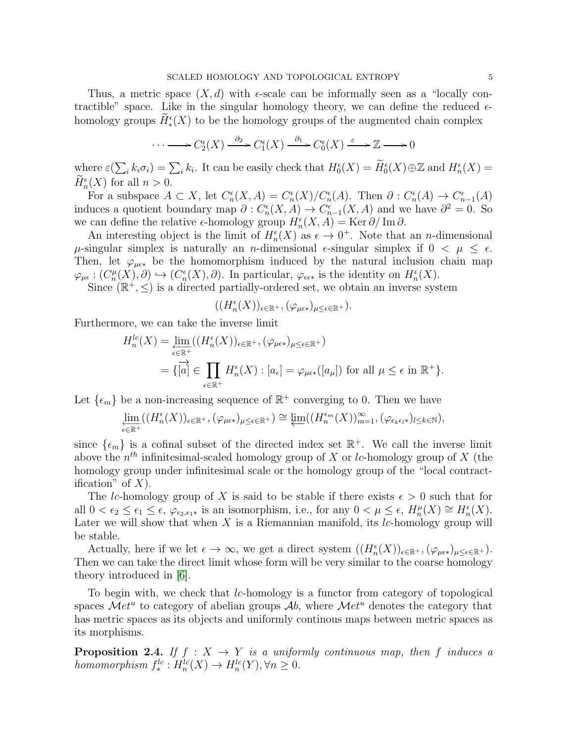Thus, a metric space $(X, d)$ with $\epsilon$-scale can be informally seen as a "locally contractible" space. Like in the singular homology theory, we can define the reduced $\epsilon$-homology groups $\widetilde{H}^{\epsilon}_*(X)$ to be the homology groups of the augmented chain complex

$$\cdots \longrightarrow C^{\epsilon}_2(X) \xrightarrow{\partial_2} C^{\epsilon}_1(X) \xrightarrow{\partial_1} C^{\epsilon}_0(X) \xrightarrow{\varepsilon} \mathbb{Z} \longrightarrow 0$$

where $\varepsilon(\sum_i k_i \sigma_i) = \sum_i k_i$. It can be easily check that $H^{\epsilon}_0(X) = \widetilde{H}^{\epsilon}_0(X) \oplus \mathbb{Z}$ and $H^{\epsilon}_n(X) = \widetilde{H}^{\epsilon}_n(X)$ for all $n > 0$.

For a subspace $A \subset X$, let $C^{\epsilon}_n(X, A) = C^{\epsilon}_n(X)/C^{\epsilon}_n(A)$. Then $\partial : C^{\epsilon}_n(A) \to C^{\epsilon}_{n-1}(A)$ induces a quotient boundary map $\partial : C^{\epsilon}_n(X, A) \to C^{\epsilon}_{n-1}(X, A)$ and we have $\partial^2 = 0$. So we can define the relative $\epsilon$-homology group $H^{\epsilon}_n(X, A) = \operatorname{Ker} \partial / \operatorname{Im} \partial$.

An interesting object is the limit of $H^{\epsilon}_n(X)$ as $\epsilon \to 0^+$. Note that an $n$-dimensional $\mu$-singular simplex is naturally an $n$-dimensional $\epsilon$-singular simplex if $0 < \mu \leq \epsilon$. Then, let $\varphi_{\mu\epsilon *}$ be the homomorphism induced by the natural inclusion chain map $\varphi_{\mu\epsilon} : (C^{\mu}_n(X), \partial) \hookrightarrow (C^{\epsilon}_n(X), \partial)$. In particular, $\varphi_{\epsilon\epsilon *}$ is the identity on $H^{\epsilon}_n(X)$.

Since $(\mathbb{R}^+, \leq)$ is a directed partially-ordered set, we obtain an inverse system

$$((H^{\epsilon}_n(X))_{\epsilon \in \mathbb{R}^+}, (\varphi_{\mu\epsilon *})_{\mu \leq \epsilon \in \mathbb{R}^+}).$$

Furthermore, we can take the inverse limit

$$\begin{aligned} H^{lc}_n(X) &= \varprojlim_{\epsilon \in \mathbb{R}^+} ((H^{\epsilon}_n(X))_{\epsilon \in \mathbb{R}^+}, (\varphi_{\mu\epsilon *})_{\mu \leq \epsilon \in \mathbb{R}^+}) \\ &= \{\overrightarrow{[a]} \in \prod_{\epsilon \in \mathbb{R}^+} H^{\epsilon}_n(X) : [a_\epsilon] = \varphi_{\mu\epsilon *}([a_\mu]) \text{ for all } \mu \leq \epsilon \text{ in } \mathbb{R}^+\}. \end{aligned}$$

Let $\{\epsilon_m\}$ be a non-increasing sequence of $\mathbb{R}^+$ converging to 0. Then we have

$$\varprojlim_{\epsilon \in \mathbb{R}^+} ((H^{\epsilon}_n(X))_{\epsilon \in \mathbb{R}^+}, (\varphi_{\mu\epsilon *})_{\mu \leq \epsilon \in \mathbb{R}^+}) \cong \varprojlim ((H^{\epsilon_m}_n(X))_{m=1}^{\infty}, (\varphi_{\epsilon_k \epsilon_l *})_{l \leq k \in \mathbb{N}}),$$

since $\{\epsilon_m\}$ is a cofinal subset of the directed index set $\mathbb{R}^+$. We call the inverse limit above the $n^{th}$ infinitesimal-scaled homology group of $X$ or $lc$-homology group of $X$ (the homology group under infinitesimal scale or the homology group of the "local contractification" of $X$).

The $lc$-homology group of $X$ is said to be stable if there exists $\epsilon > 0$ such that for all $0 < \epsilon_2 \leq \epsilon_1 \leq \epsilon$, $\varphi_{\epsilon_2, \epsilon_1 *}$ is an isomorphism, i.e., for any $0 < \mu \leq \epsilon$, $H^{\mu}_n(X) \cong H^{\epsilon}_n(X)$. Later we will show that when $X$ is a Riemannian manifold, its $lc$-homology group will be stable.

Actually, here if we let $\epsilon \to \infty$, we get a direct system $((H^{\epsilon}_n(X))_{\epsilon \in \mathbb{R}^+}, (\varphi_{\mu\epsilon *})_{\mu \leq \epsilon \in \mathbb{R}^+})$. Then we can take the direct limit whose form will be very similar to the coarse homology theory introduced in [6].

To begin with, we check that $lc$-homology is a functor from category of topological spaces $\mathcal{M}et^u$ to category of abelian groups $\mathcal{A}b$, where $\mathcal{M}et^u$ denotes the category that has metric spaces as its objects and uniformly continous maps between metric spaces as its morphisms.

**Proposition 2.4.** *If $f : X \to Y$ is a uniformly continuous map, then $f$ induces a homomorphism $f^{lc}_* : H^{lc}_n(X) \to H^{lc}_n(Y), \forall n \geq 0$.*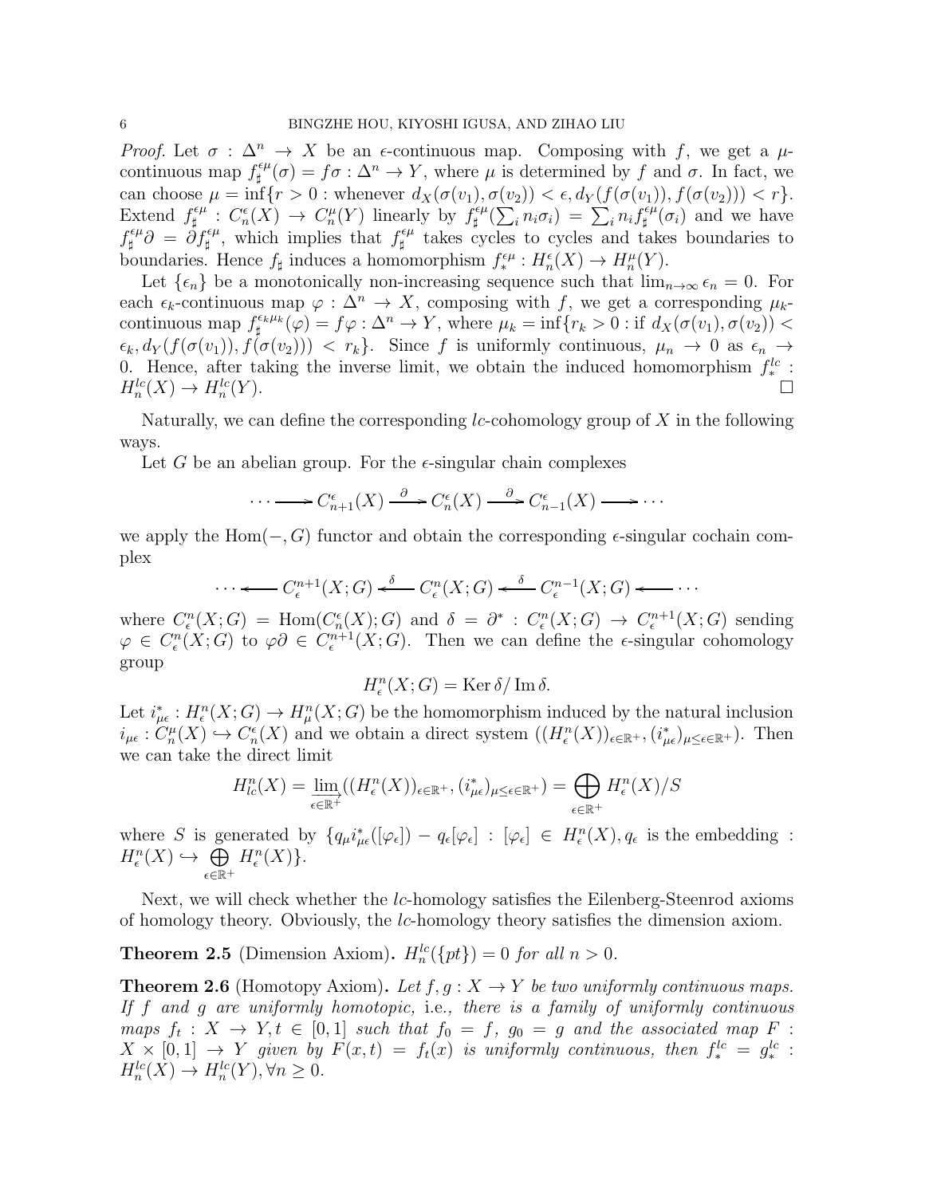*Proof.* Let $\sigma : \Delta^n \to X$ be an $\epsilon$-continuous map. Composing with $f$, we get a $\mu$-continuous map $f_\sharp^{\epsilon\mu}(\sigma) = f\sigma : \Delta^n \to Y$, where $\mu$ is determined by $f$ and $\sigma$. In fact, we can choose $\mu = \inf\{r > 0 : \text{whenever } d_X(\sigma(v_1), \sigma(v_2)) < \epsilon, d_Y(f(\sigma(v_1)), f(\sigma(v_2))) < r\}$. Extend $f_\sharp^{\epsilon\mu} : C_n^\epsilon(X) \to C_n^\mu(Y)$ linearly by $f_\sharp^{\epsilon\mu}(\sum_i n_i\sigma_i) = \sum_i n_i f_\sharp^{\epsilon\mu}(\sigma_i)$ and we have $f_\sharp^{\epsilon\mu}\partial = \partial f_\sharp^{\epsilon\mu}$, which implies that $f_\sharp^{\epsilon\mu}$ takes cycles to cycles and takes boundaries to boundaries. Hence $f_\sharp$ induces a homomorphism $f_*^{\epsilon\mu} : H_n^\epsilon(X) \to H_n^\mu(Y)$.

Let $\{\epsilon_n\}$ be a monotonically non-increasing sequence such that $\lim_{n\to\infty} \epsilon_n = 0$. For each $\epsilon_k$-continuous map $\varphi : \Delta^n \to X$, composing with $f$, we get a corresponding $\mu_k$-continuous map $f_\sharp^{\epsilon_k\mu_k}(\varphi) = f\varphi : \Delta^n \to Y$, where $\mu_k = \inf\{r_k > 0 : \text{if } d_X(\sigma(v_1), \sigma(v_2)) < \epsilon_k, d_Y(f(\sigma(v_1)), f(\sigma(v_2))) < r_k\}$. Since $f$ is uniformly continuous, $\mu_n \to 0$ as $\epsilon_n \to 0$. Hence, after taking the inverse limit, we obtain the induced homomorphism $f_*^{lc} : H_n^{lc}(X) \to H_n^{lc}(Y)$. □

Naturally, we can define the corresponding $lc$-cohomology group of $X$ in the following ways.

Let $G$ be an abelian group. For the $\epsilon$-singular chain complexes

$$\cdots \longrightarrow C_{n+1}^\epsilon(X) \xrightarrow{\partial} C_n^\epsilon(X) \xrightarrow{\partial} C_{n-1}^\epsilon(X) \longrightarrow \cdots$$

we apply the $\mathrm{Hom}(-, G)$ functor and obtain the corresponding $\epsilon$-singular cochain complex

$$\cdots \longleftarrow C_\epsilon^{n+1}(X; G) \xleftarrow{\delta} C_\epsilon^n(X; G) \xleftarrow{\delta} C_\epsilon^{n-1}(X; G) \longleftarrow \cdots$$

where $C_\epsilon^n(X; G) = \mathrm{Hom}(C_n^\epsilon(X); G)$ and $\delta = \partial^* : C_\epsilon^n(X; G) \to C_\epsilon^{n+1}(X; G)$ sending $\varphi \in C_\epsilon^n(X; G)$ to $\varphi\partial \in C_\epsilon^{n+1}(X; G)$. Then we can define the $\epsilon$-singular cohomology group

$$H_\epsilon^n(X; G) = \mathrm{Ker}\,\delta / \mathrm{Im}\,\delta.$$

Let $i_{\mu\epsilon}^* : H_\epsilon^n(X; G) \to H_\mu^n(X; G)$ be the homomorphism induced by the natural inclusion $i_{\mu\epsilon} : C_n^\mu(X) \hookrightarrow C_n^\epsilon(X)$ and we obtain a direct system $((H_\epsilon^n(X))_{\epsilon\in\mathbb{R}^+}, (i_{\mu\epsilon}^*)_{\mu\le\epsilon\in\mathbb{R}^+})$. Then we can take the direct limit

$$H_{lc}^n(X) = \varinjlim_{\epsilon\in\mathbb{R}^+}((H_\epsilon^n(X))_{\epsilon\in\mathbb{R}^+}, (i_{\mu\epsilon}^*)_{\mu\le\epsilon\in\mathbb{R}^+}) = \bigoplus_{\epsilon\in\mathbb{R}^+} H_\epsilon^n(X)/S$$

where $S$ is generated by $\{q_\mu i_{\mu\epsilon}^*([\varphi_\epsilon]) - q_\epsilon[\varphi_\epsilon] : [\varphi_\epsilon] \in H_\epsilon^n(X), q_\epsilon \text{ is the embedding } : H_\epsilon^n(X) \hookrightarrow \bigoplus_{\epsilon\in\mathbb{R}^+} H_\epsilon^n(X)\}$.

Next, we will check whether the $lc$-homology satisfies the Eilenberg-Steenrod axioms of homology theory. Obviously, the $lc$-homology theory satisfies the dimension axiom.

**Theorem 2.5** (Dimension Axiom). *$H_n^{lc}(\{pt\}) = 0$ for all $n > 0$.*

**Theorem 2.6** (Homotopy Axiom). *Let $f, g : X \to Y$ be two uniformly continuous maps. If $f$ and $g$ are uniformly homotopic, i.e., there is a family of uniformly continuous maps $f_t : X \to Y, t \in [0, 1]$ such that $f_0 = f$, $g_0 = g$ and the associated map $F : X \times [0, 1] \to Y$ given by $F(x, t) = f_t(x)$ is uniformly continuous, then $f_*^{lc} = g_*^{lc} : H_n^{lc}(X) \to H_n^{lc}(Y), \forall n \ge 0$.*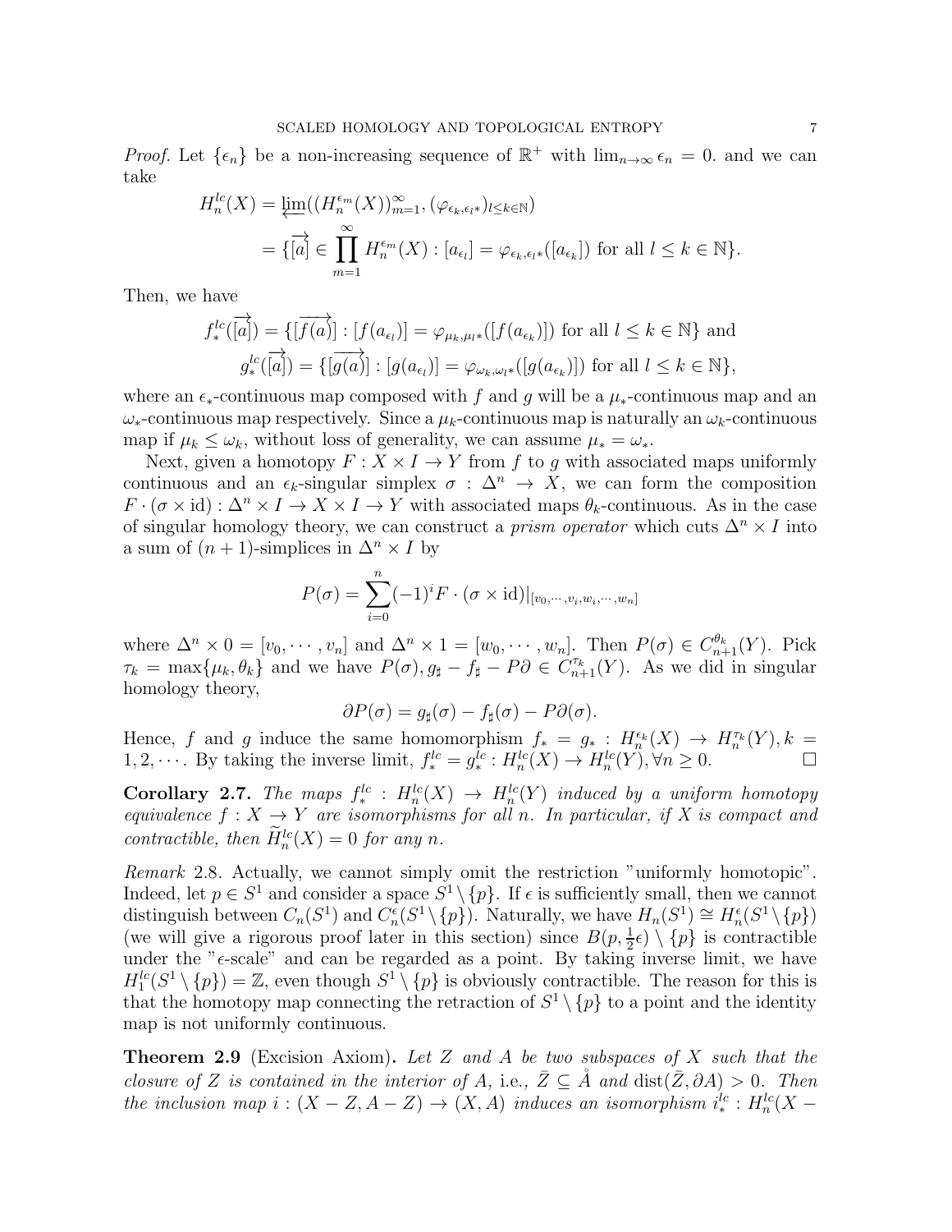*Proof.* Let $\{\epsilon_n\}$ be a non-increasing sequence of $\mathbb{R}^+$ with $\lim_{n\to\infty}\epsilon_n = 0$. and we can take

$$\begin{aligned}
H_n^{lc}(X) &= \varprojlim((H_n^{\epsilon_m}(X))_{m=1}^{\infty}, (\varphi_{\epsilon_k,\epsilon_l *})_{l\leq k\in\mathbb{N}}) \\
&= \{\overrightarrow{[a]} \in \prod_{m=1}^{\infty} H_n^{\epsilon_m}(X) : [a_{\epsilon_l}] = \varphi_{\epsilon_k,\epsilon_l *}([a_{\epsilon_k}]) \text{ for all } l \leq k \in \mathbb{N}\}.
\end{aligned}$$

Then, we have

$$\begin{aligned}
f_*^{lc}(\overrightarrow{[a]}) &= \{\overrightarrow{[f(a)]} : [f(a_{\epsilon_l})] = \varphi_{\mu_k,\mu_l *}([f(a_{\epsilon_k})]) \text{ for all } l \leq k \in \mathbb{N}\} \text{ and} \\
g_*^{lc}(\overrightarrow{[a]}) &= \{\overrightarrow{[g(a)]} : [g(a_{\epsilon_l})] = \varphi_{\omega_k,\omega_l *}([g(a_{\epsilon_k})]) \text{ for all } l \leq k \in \mathbb{N}\},
\end{aligned}$$

where an $\epsilon_*$-continuous map composed with $f$ and $g$ will be a $\mu_*$-continuous map and an $\omega_*$-continuous map respectively. Since a $\mu_k$-continuous map is naturally an $\omega_k$-continuous map if $\mu_k \leq \omega_k$, without loss of generality, we can assume $\mu_* = \omega_*$.

Next, given a homotopy $F : X \times I \to Y$ from $f$ to $g$ with associated maps uniformly continuous and an $\epsilon_k$-singular simplex $\sigma : \Delta^n \to X$, we can form the composition $F \cdot (\sigma \times \mathrm{id}) : \Delta^n \times I \to X \times I \to Y$ with associated maps $\theta_k$-continuous. As in the case of singular homology theory, we can construct a *prism operator* which cuts $\Delta^n \times I$ into a sum of $(n+1)$-simplices in $\Delta^n \times I$ by

$$P(\sigma) = \sum_{i=0}^{n} (-1)^i F \cdot (\sigma \times \mathrm{id})|_{[v_0,\cdots,v_i,w_i,\cdots,w_n]}$$

where $\Delta^n \times 0 = [v_0, \cdots, v_n]$ and $\Delta^n \times 1 = [w_0, \cdots, w_n]$. Then $P(\sigma) \in C_{n+1}^{\theta_k}(Y)$. Pick $\tau_k = \max\{\mu_k, \theta_k\}$ and we have $P(\sigma), g_\sharp - f_\sharp - P\partial \in C_{n+1}^{\tau_k}(Y)$. As we did in singular homology theory,

$$\partial P(\sigma) = g_\sharp(\sigma) - f_\sharp(\sigma) - P\partial(\sigma).$$

Hence, $f$ and $g$ induce the same homomorphism $f_* = g_* : H_n^{\epsilon_k}(X) \to H_n^{\tau_k}(Y), k = 1, 2, \cdots$. By taking the inverse limit, $f_*^{lc} = g_*^{lc} : H_n^{lc}(X) \to H_n^{lc}(Y), \forall n \geq 0$. □

**Corollary 2.7.** *The maps $f_*^{lc} : H_n^{lc}(X) \to H_n^{lc}(Y)$ induced by a uniform homotopy equivalence $f : X \to Y$ are isomorphisms for all $n$. In particular, if $X$ is compact and contractible, then $\widetilde{H}_n^{lc}(X) = 0$ for any $n$.*

*Remark* 2.8. Actually, we cannot simply omit the restriction "uniformly homotopic". Indeed, let $p \in S^1$ and consider a space $S^1 \setminus \{p\}$. If $\epsilon$ is sufficiently small, then we cannot distinguish between $C_n(S^1)$ and $C_n^{\epsilon}(S^1 \setminus \{p\})$. Naturally, we have $H_n(S^1) \cong H_n^{\epsilon}(S^1 \setminus \{p\})$ (we will give a rigorous proof later in this section) since $B(p, \frac{1}{2}\epsilon) \setminus \{p\}$ is contractible under the "$\epsilon$-scale" and can be regarded as a point. By taking inverse limit, we have $H_1^{lc}(S^1 \setminus \{p\}) = \mathbb{Z}$, even though $S^1 \setminus \{p\}$ is obviously contractible. The reason for this is that the homotopy map connecting the retraction of $S^1 \setminus \{p\}$ to a point and the identity map is not uniformly continuous.

**Theorem 2.9** (Excision Axiom)**.** *Let $Z$ and $A$ be two subspaces of $X$ such that the closure of $Z$ is contained in the interior of $A$, i.e., $\bar{Z} \subseteq \mathring{A}$ and $\mathrm{dist}(\bar{Z}, \partial A) > 0$. Then the inclusion map $i : (X - Z, A - Z) \to (X, A)$ induces an isomorphism $i_*^{lc} : H_n^{lc}(X -$*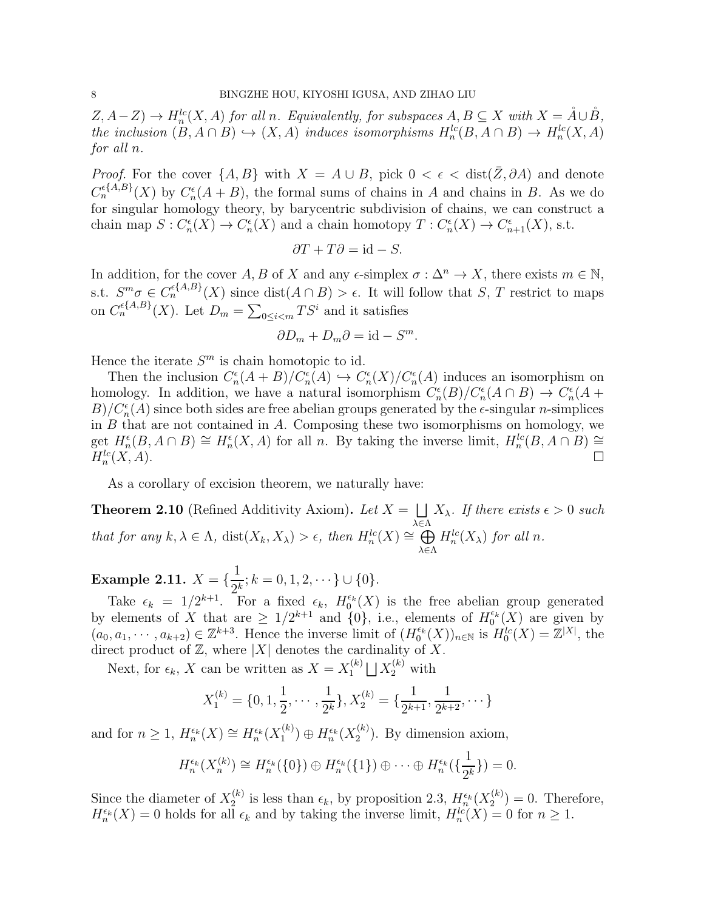$Z, A-Z) \to H_n^{lc}(X, A)$ *for all* $n$*. Equivalently, for subspaces* $A, B \subseteq X$ *with* $X = \mathring{A} \cup \mathring{B}$*, the inclusion* $(B, A\cap B) \hookrightarrow (X, A)$ *induces isomorphisms* $H_n^{lc}(B, A\cap B) \to H_n^{lc}(X, A)$ *for all* $n$*.*

*Proof.* For the cover $\{A, B\}$ with $X = A \cup B$, pick $0 < \epsilon < \text{dist}(\bar{Z}, \partial A)$ and denote $C_n^{\epsilon\{A,B\}}(X)$ by $C_n^\epsilon(A+B)$, the formal sums of chains in $A$ and chains in $B$. As we do for singular homology theory, by barycentric subdivision of chains, we can construct a chain map $S : C_n^\epsilon(X) \to C_n^\epsilon(X)$ and a chain homotopy $T : C_n^\epsilon(X) \to C_{n+1}^\epsilon(X)$, s.t.

$$\partial T + T\partial = \text{id} - S.$$

In addition, for the cover $A, B$ of $X$ and any $\epsilon$-simplex $\sigma : \Delta^n \to X$, there exists $m \in \mathbb{N}$, s.t. $S^m\sigma \in C_n^{\epsilon\{A,B\}}(X)$ since $\text{dist}(A \cap B) > \epsilon$. It will follow that $S$, $T$ restrict to maps on $C_n^{\epsilon\{A,B\}}(X)$. Let $D_m = \sum_{0\leq i<m} TS^i$ and it satisfies

$$\partial D_m + D_m\partial = \text{id} - S^m.$$

Hence the iterate $S^m$ is chain homotopic to id.

Then the inclusion $C_n^\epsilon(A+B)/C_n^\epsilon(A) \hookrightarrow C_n^\epsilon(X)/C_n^\epsilon(A)$ induces an isomorphism on homology. In addition, we have a natural isomorphism $C_n^\epsilon(B)/C_n^\epsilon(A\cap B) \to C_n^\epsilon(A+B)/C_n^\epsilon(A)$ since both sides are free abelian groups generated by the $\epsilon$-singular $n$-simplices in $B$ that are not contained in $A$. Composing these two isomorphisms on homology, we get $H_n^\epsilon(B, A\cap B) \cong H_n^\epsilon(X, A)$ for all $n$. By taking the inverse limit, $H_n^{lc}(B, A\cap B) \cong H_n^{lc}(X, A)$. □

As a corollary of excision theorem, we naturally have:

**Theorem 2.10** (Refined Additivity Axiom)**.** *Let* $X = \bigsqcup_{\lambda\in\Lambda} X_\lambda$*. If there exists* $\epsilon > 0$ *such that for any* $k, \lambda \in \Lambda$*,* $\text{dist}(X_k, X_\lambda) > \epsilon$*, then* $H_n^{lc}(X) \cong \bigoplus_{\lambda\in\Lambda} H_n^{lc}(X_\lambda)$ *for all* $n$*.*

**Example 2.11.** $X = \{\dfrac{1}{2^k}; k = 0, 1, 2, \cdots\} \cup \{0\}$.

Take $\epsilon_k = 1/2^{k+1}$. For a fixed $\epsilon_k$, $H_0^{\epsilon_k}(X)$ is the free abelian group generated by elements of $X$ that are $\geq 1/2^{k+1}$ and $\{0\}$, i.e., elements of $H_0^{\epsilon_k}(X)$ are given by $(a_0, a_1, \cdots, a_{k+2}) \in \mathbb{Z}^{k+3}$. Hence the inverse limit of $(H_0^{\epsilon_k}(X))_{n\in\mathbb{N}}$ is $H_0^{lc}(X) = \mathbb{Z}^{|X|}$, the direct product of $\mathbb{Z}$, where $|X|$ denotes the cardinality of $X$.

Next, for $\epsilon_k$, $X$ can be written as $X = X_1^{(k)} \bigsqcup X_2^{(k)}$ with

$$X_1^{(k)} = \{0, 1, \frac{1}{2}, \cdots, \frac{1}{2^k}\}, X_2^{(k)} = \{\frac{1}{2^{k+1}}, \frac{1}{2^{k+2}}, \cdots\}$$

and for $n \geq 1$, $H_n^{\epsilon_k}(X) \cong H_n^{\epsilon_k}(X_1^{(k)}) \oplus H_n^{\epsilon_k}(X_2^{(k)})$. By dimension axiom,

$$H_n^{\epsilon_k}(X_n^{(k)}) \cong H_n^{\epsilon_k}(\{0\}) \oplus H_n^{\epsilon_k}(\{1\}) \oplus \cdots \oplus H_n^{\epsilon_k}(\{\frac{1}{2^k}\}) = 0.$$

Since the diameter of $X_2^{(k)}$ is less than $\epsilon_k$, by proposition 2.3, $H_n^{\epsilon_k}(X_2^{(k)}) = 0$. Therefore, $H_n^{\epsilon_k}(X) = 0$ holds for all $\epsilon_k$ and by taking the inverse limit, $H_n^{lc}(X) = 0$ for $n \geq 1$.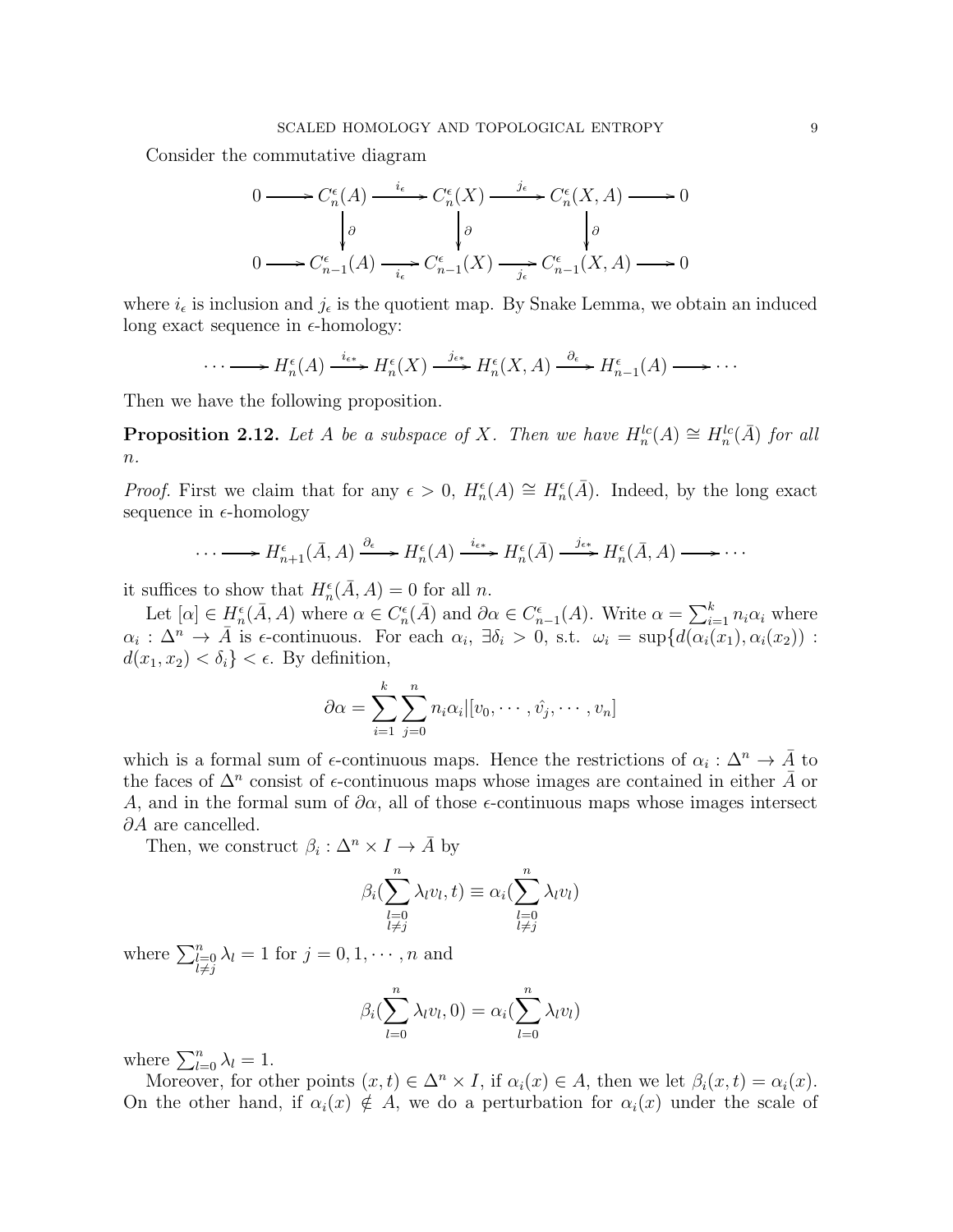Consider the commutative diagram

$$
\begin{array}{ccccccccc}
0 & \longrightarrow & C_n^\epsilon(A) & \xrightarrow{i_\epsilon} & C_n^\epsilon(X) & \xrightarrow{j_\epsilon} & C_n^\epsilon(X,A) & \longrightarrow & 0 \\
 & & \downarrow \partial & & \downarrow \partial & & \downarrow \partial & & \\
0 & \longrightarrow & C_{n-1}^\epsilon(A) & \xrightarrow[i_\epsilon]{} & C_{n-1}^\epsilon(X) & \xrightarrow[j_\epsilon]{} & C_{n-1}^\epsilon(X,A) & \longrightarrow & 0
\end{array}
$$

where $i_\epsilon$ is inclusion and $j_\epsilon$ is the quotient map. By Snake Lemma, we obtain an induced long exact sequence in $\epsilon$-homology:

$$\cdots \longrightarrow H_n^\epsilon(A) \xrightarrow{i_{\epsilon *}} H_n^\epsilon(X) \xrightarrow{j_{\epsilon *}} H_n^\epsilon(X,A) \xrightarrow{\partial_\epsilon} H_{n-1}^\epsilon(A) \longrightarrow \cdots$$

Then we have the following proposition.

**Proposition 2.12.** *Let $A$ be a subspace of $X$. Then we have $H_n^{lc}(A) \cong H_n^{lc}(\bar{A})$ for all $n$.*

*Proof.* First we claim that for any $\epsilon > 0$, $H_n^\epsilon(A) \cong H_n^\epsilon(\bar{A})$. Indeed, by the long exact sequence in $\epsilon$-homology

$$\cdots \longrightarrow H_{n+1}^\epsilon(\bar{A},A) \xrightarrow{\partial_\epsilon} H_n^\epsilon(A) \xrightarrow{i_{\epsilon *}} H_n^\epsilon(\bar{A}) \xrightarrow{j_{\epsilon *}} H_n^\epsilon(\bar{A},A) \longrightarrow \cdots$$

it suffices to show that $H_n^\epsilon(\bar{A},A) = 0$ for all $n$.

Let $[\alpha] \in H_n^\epsilon(\bar{A},A)$ where $\alpha \in C_n^\epsilon(\bar{A})$ and $\partial\alpha \in C_{n-1}^\epsilon(A)$. Write $\alpha = \sum_{i=1}^k n_i\alpha_i$ where $\alpha_i : \Delta^n \to \bar{A}$ is $\epsilon$-continuous. For each $\alpha_i$, $\exists \delta_i > 0$, s.t. $\omega_i = \sup\{d(\alpha_i(x_1), \alpha_i(x_2)) : d(x_1,x_2) < \delta_i\} < \epsilon$. By definition,

$$\partial\alpha = \sum_{i=1}^k \sum_{j=0}^n n_i \alpha_i|[v_0, \cdots, \hat{v_j}, \cdots, v_n]$$

which is a formal sum of $\epsilon$-continuous maps. Hence the restrictions of $\alpha_i : \Delta^n \to \bar{A}$ to the faces of $\Delta^n$ consist of $\epsilon$-continuous maps whose images are contained in either $\bar{A}$ or $A$, and in the formal sum of $\partial\alpha$, all of those $\epsilon$-continuous maps whose images intersect $\partial A$ are cancelled.

Then, we construct $\beta_i : \Delta^n \times I \to \bar{A}$ by

$$\beta_i(\sum_{\substack{l=0\\ l\neq j}}^n \lambda_l v_l, t) \equiv \alpha_i(\sum_{\substack{l=0\\ l\neq j}}^n \lambda_l v_l)$$

where $\sum_{\substack{l=0\\ l\neq j}}^n \lambda_l = 1$ for $j = 0, 1, \cdots, n$ and

$$\beta_i(\sum_{l=0}^n \lambda_l v_l, 0) = \alpha_i(\sum_{l=0}^n \lambda_l v_l)$$

where $\sum_{l=0}^n \lambda_l = 1$.

Moreover, for other points $(x,t) \in \Delta^n \times I$, if $\alpha_i(x) \in A$, then we let $\beta_i(x,t) = \alpha_i(x)$. On the other hand, if $\alpha_i(x) \notin A$, we do a perturbation for $\alpha_i(x)$ under the scale of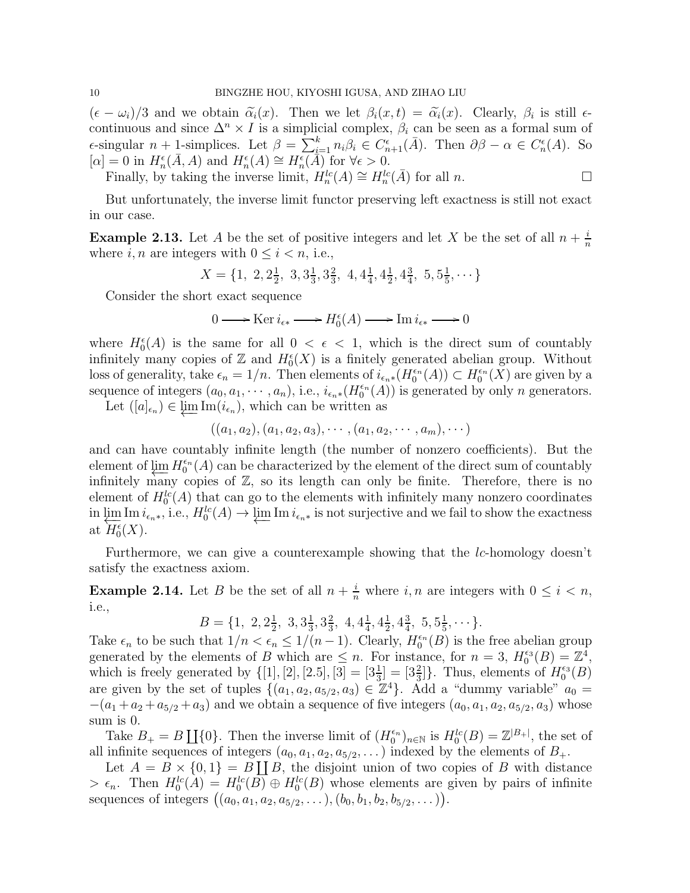$(\epsilon - \omega_i)/3$ and we obtain $\widetilde{\alpha}_i(x)$. Then we let $\beta_i(x,t) = \widetilde{\alpha}_i(x)$. Clearly, $\beta_i$ is still $\epsilon$-continuous and since $\Delta^n \times I$ is a simplicial complex, $\beta_i$ can be seen as a formal sum of $\epsilon$-singular $n+1$-simplices. Let $\beta = \sum_{i=1}^k n_i \beta_i \in C_{n+1}^\epsilon(\bar{A})$. Then $\partial\beta - \alpha \in C_n^\epsilon(A)$. So $[\alpha] = 0$ in $H_n^\epsilon(\bar{A}, A)$ and $H_n^\epsilon(A) \cong H_n^\epsilon(\bar{A})$ for $\forall \epsilon > 0$.

Finally, by taking the inverse limit, $H_n^{lc}(A) \cong H_n^{lc}(\bar{A})$ for all $n$. $\square$

But unfortunately, the inverse limit functor preserving left exactness is still not exact in our case.

**Example 2.13.** Let $A$ be the set of positive integers and let $X$ be the set of all $n + \frac{i}{n}$ where $i, n$ are integers with $0 \le i < n$, i.e.,

$$X = \{1,\ 2, 2\tfrac{1}{2},\ 3, 3\tfrac{1}{3}, 3\tfrac{2}{3},\ 4, 4\tfrac{1}{4}, 4\tfrac{1}{2}, 4\tfrac{3}{4},\ 5, 5\tfrac{1}{5}, \cdots\}$$

Consider the short exact sequence

$$0 \longrightarrow \operatorname{Ker} i_{\epsilon *} \longrightarrow H_0^\epsilon(A) \longrightarrow \operatorname{Im} i_{\epsilon *} \longrightarrow 0$$

where $H_0^\epsilon(A)$ is the same for all $0 < \epsilon < 1$, which is the direct sum of countably infinitely many copies of $\mathbb{Z}$ and $H_0^\epsilon(X)$ is a finitely generated abelian group. Without loss of generality, take $\epsilon_n = 1/n$. Then elements of $i_{\epsilon_n *}(H_0^{\epsilon_n}(A)) \subset H_0^{\epsilon_n}(X)$ are given by a sequence of integers $(a_0, a_1, \cdots, a_n)$, i.e., $i_{\epsilon_n *}(H_0^{\epsilon_n}(A))$ is generated by only $n$ generators.

Let $([a]_{\epsilon_n}) \in \varprojlim \operatorname{Im}(i_{\epsilon_n})$, which can be written as

$$((a_1, a_2), (a_1, a_2, a_3), \cdots, (a_1, a_2, \cdots, a_m), \cdots)$$

and can have countably infinite length (the number of nonzero coefficients). But the element of $\varprojlim H_0^{\epsilon_n}(A)$ can be characterized by the element of the direct sum of countably infinitely many copies of $\mathbb{Z}$, so its length can only be finite. Therefore, there is no element of $H_0^{lc}(A)$ that can go to the elements with infinitely many nonzero coordinates in $\varprojlim \operatorname{Im} i_{\epsilon_n *}$, i.e., $H_0^{lc}(A) \to \varprojlim \operatorname{Im} i_{\epsilon_n *}$ is not surjective and we fail to show the exactness at $H_0^\epsilon(X)$.

Furthermore, we can give a counterexample showing that the $lc$-homology doesn't satisfy the exactness axiom.

**Example 2.14.** Let $B$ be the set of all $n + \frac{i}{n}$ where $i, n$ are integers with $0 \le i < n$, i.e.,

$$B = \{1,\ 2, 2\tfrac{1}{2},\ 3, 3\tfrac{1}{3}, 3\tfrac{2}{3},\ 4, 4\tfrac{1}{4}, 4\tfrac{1}{2}, 4\tfrac{3}{4},\ 5, 5\tfrac{1}{5}, \cdots\}.$$

Take $\epsilon_n$ to be such that $1/n < \epsilon_n \le 1/(n-1)$. Clearly, $H_0^{\epsilon_n}(B)$ is the free abelian group generated by the elements of $B$ which are $\le n$. For instance, for $n = 3$, $H_0^{\epsilon_3}(B) = \mathbb{Z}^4$, which is freely generated by $\{[1], [2], [2.5], [3] = [3\frac{1}{3}] = [3\frac{2}{3}]\}$. Thus, elements of $H_0^{\epsilon_3}(B)$ are given by the set of tuples $\{(a_1, a_2, a_{5/2}, a_3) \in \mathbb{Z}^4\}$. Add a "dummy variable" $a_0 = -(a_1 + a_2 + a_{5/2} + a_3)$ and we obtain a sequence of five integers $(a_0, a_1, a_2, a_{5/2}, a_3)$ whose sum is 0.

Take $B_+ = B \coprod \{0\}$. Then the inverse limit of $(H_0^{\epsilon_n})_{n\in\mathbb{N}}$ is $H_0^{lc}(B) = \mathbb{Z}^{|B_+|}$, the set of all infinite sequences of integers $(a_0, a_1, a_2, a_{5/2}, \dots)$ indexed by the elements of $B_+$.

Let $A = B \times \{0, 1\} = B \coprod B$, the disjoint union of two copies of $B$ with distance $> \epsilon_n$. Then $H_0^{lc}(A) = H_0^{lc}(B) \oplus H_0^{lc}(B)$ whose elements are given by pairs of infinite sequences of integers $\big((a_0, a_1, a_2, a_{5/2}, \dots), (b_0, b_1, b_2, b_{5/2}, \dots)\big)$.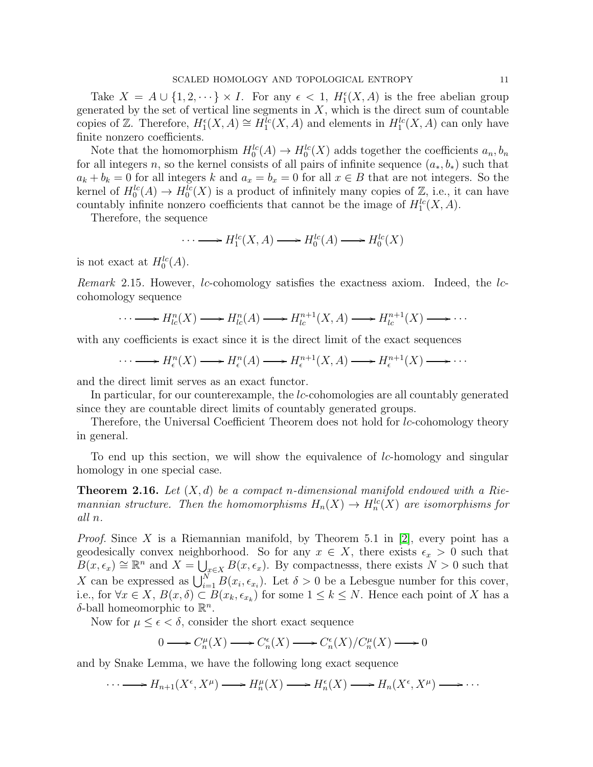Take $X = A \cup \{1, 2, \cdots\} \times I$. For any $\epsilon < 1$, $H_1^\epsilon(X, A)$ is the free abelian group generated by the set of vertical line segments in $X$, which is the direct sum of countable copies of $\mathbb{Z}$. Therefore, $H_1^\epsilon(X, A) \cong H_1^{lc}(X, A)$ and elements in $H_1^{lc}(X, A)$ can only have finite nonzero coefficients.

Note that the homomorphism $H_0^{lc}(A) \to H_0^{lc}(X)$ adds together the coefficients $a_n, b_n$ for all integers $n$, so the kernel consists of all pairs of infinite sequence $(a_*, b_*)$ such that $a_k + b_k = 0$ for all integers $k$ and $a_x = b_x = 0$ for all $x \in B$ that are not integers. So the kernel of $H_0^{lc}(A) \to H_0^{lc}(X)$ is a product of infinitely many copies of $\mathbb{Z}$, i.e., it can have countably infinite nonzero coefficients that cannot be the image of $H_1^{lc}(X, A)$.

Therefore, the sequence

$$\cdots \longrightarrow H_1^{lc}(X, A) \longrightarrow H_0^{lc}(A) \longrightarrow H_0^{lc}(X)$$

is not exact at $H_0^{lc}(A)$.

*Remark* 2.15. However, $lc$-cohomology satisfies the exactness axiom. Indeed, the $lc$-cohomology sequence

$$\cdots \longrightarrow H^n_{lc}(X) \longrightarrow H^n_{lc}(A) \longrightarrow H^{n+1}_{lc}(X, A) \longrightarrow H^{n+1}_{lc}(X) \longrightarrow \cdots$$

with any coefficients is exact since it is the direct limit of the exact sequences

$$\cdots \longrightarrow H^n_{\epsilon}(X) \longrightarrow H^n_{\epsilon}(A) \longrightarrow H^{n+1}_{\epsilon}(X, A) \longrightarrow H^{n+1}_{\epsilon}(X) \longrightarrow \cdots$$

and the direct limit serves as an exact functor.

In particular, for our counterexample, the $lc$-cohomologies are all countably generated since they are countable direct limits of countably generated groups.

Therefore, the Universal Coefficient Theorem does not hold for $lc$-cohomology theory in general.

To end up this section, we will show the equivalence of $lc$-homology and singular homology in one special case.

**Theorem 2.16.** *Let $(X, d)$ be a compact $n$-dimensional manifold endowed with a Riemannian structure. Then the homomorphisms $H_n(X) \to H_n^{lc}(X)$ are isomorphisms for all $n$.*

*Proof.* Since $X$ is a Riemannian manifold, by Theorem 5.1 in [2], every point has a geodesically convex neighborhood. So for any $x \in X$, there exists $\epsilon_x > 0$ such that $B(x, \epsilon_x) \cong \mathbb{R}^n$ and $X = \bigcup_{x \in X} B(x, \epsilon_x)$. By compactnesss, there exists $N > 0$ such that $X$ can be expressed as $\bigcup_{i=1}^N B(x_i, \epsilon_{x_i})$. Let $\delta > 0$ be a Lebesgue number for this cover, i.e., for $\forall x \in X$, $B(x, \delta) \subset B(x_k, \epsilon_{x_k})$ for some $1 \le k \le N$. Hence each point of $X$ has a $\delta$-ball homeomorphic to $\mathbb{R}^n$.

Now for $\mu \le \epsilon < \delta$, consider the short exact sequence

$$0 \longrightarrow C_n^\mu(X) \longrightarrow C_n^\epsilon(X) \longrightarrow C_n^\epsilon(X)/C_n^\mu(X) \longrightarrow 0$$

and by Snake Lemma, we have the following long exact sequence

$$\cdots \longrightarrow H_{n+1}(X^\epsilon, X^\mu) \longrightarrow H_n^\mu(X) \longrightarrow H_n^\epsilon(X) \longrightarrow H_n(X^\epsilon, X^\mu) \longrightarrow \cdots$$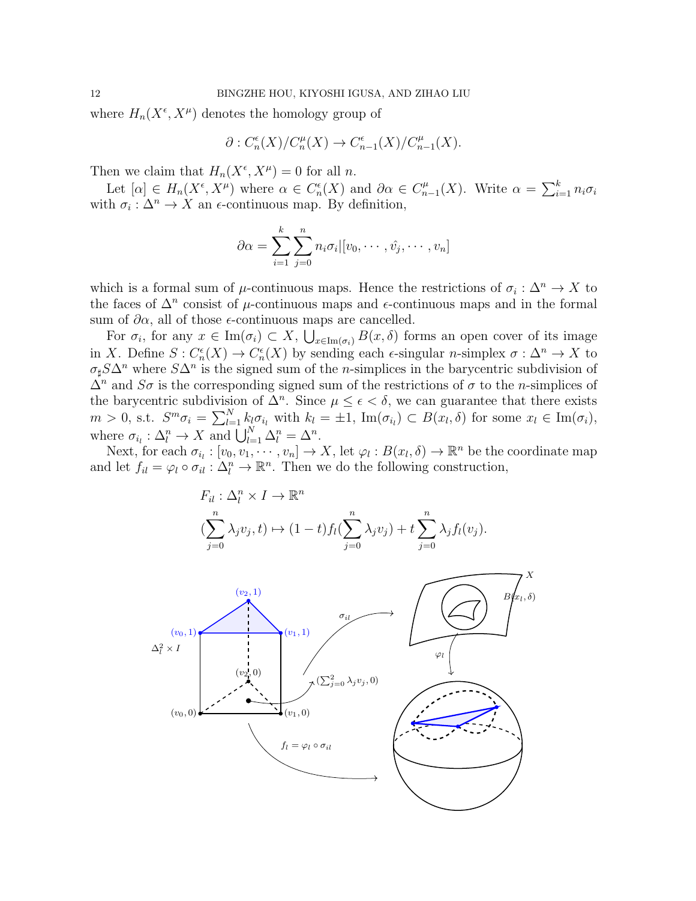where $H_n(X^\epsilon, X^\mu)$ denotes the homology group of

$$\partial : C_n^\epsilon(X)/C_n^\mu(X) \to C_{n-1}^\epsilon(X)/C_{n-1}^\mu(X).$$

Then we claim that $H_n(X^\epsilon, X^\mu) = 0$ for all $n$.

Let $[\alpha] \in H_n(X^\epsilon, X^\mu)$ where $\alpha \in C_n^\epsilon(X)$ and $\partial\alpha \in C_{n-1}^\mu(X)$. Write $\alpha = \sum_{i=1}^k n_i\sigma_i$ with $\sigma_i : \Delta^n \to X$ an $\epsilon$-continuous map. By definition,

$$\partial\alpha = \sum_{i=1}^k \sum_{j=0}^n n_i\sigma_i|[v_0, \cdots, \hat{v_j}, \cdots, v_n]$$

which is a formal sum of $\mu$-continuous maps. Hence the restrictions of $\sigma_i : \Delta^n \to X$ to the faces of $\Delta^n$ consist of $\mu$-continuous maps and $\epsilon$-continuous maps and in the formal sum of $\partial\alpha$, all of those $\epsilon$-continuous maps are cancelled.

For $\sigma_i$, for any $x \in \mathrm{Im}(\sigma_i) \subset X$, $\bigcup_{x\in \mathrm{Im}(\sigma_i)} B(x, \delta)$ forms an open cover of its image in $X$. Define $S : C_n^\epsilon(X) \to C_n^\epsilon(X)$ by sending each $\epsilon$-singular $n$-simplex $\sigma : \Delta^n \to X$ to $\sigma_\sharp S\Delta^n$ where $S\Delta^n$ is the signed sum of the $n$-simplices in the barycentric subdivision of $\Delta^n$ and $S\sigma$ is the corresponding signed sum of the restrictions of $\sigma$ to the $n$-simplices of the barycentric subdivision of $\Delta^n$. Since $\mu \le \epsilon < \delta$, we can guarantee that there exists $m > 0$, s.t. $S^m\sigma_i = \sum_{l=1}^N k_l\sigma_{i_l}$ with $k_l = \pm 1$, $\mathrm{Im}(\sigma_{i_l}) \subset B(x_l, \delta)$ for some $x_l \in \mathrm{Im}(\sigma_i)$, where $\sigma_{i_l} : \Delta_l^n \to X$ and $\bigcup_{l=1}^N \Delta_l^n = \Delta^n$.

Next, for each $\sigma_{i_l} : [v_0, v_1, \cdots, v_n] \to X$, let $\varphi_l : B(x_l, \delta) \to \mathbb{R}^n$ be the coordinate map and let $f_{il} = \varphi_l \circ \sigma_{il} : \Delta_l^n \to \mathbb{R}^n$. Then we do the following construction,

$$F_{il} : \Delta_l^n \times I \to \mathbb{R}^n$$
$$(\sum_{j=0}^n \lambda_j v_j, t) \mapsto (1-t)f_l(\sum_{j=0}^n \lambda_j v_j) + t\sum_{j=0}^n \lambda_j f_l(v_j).$$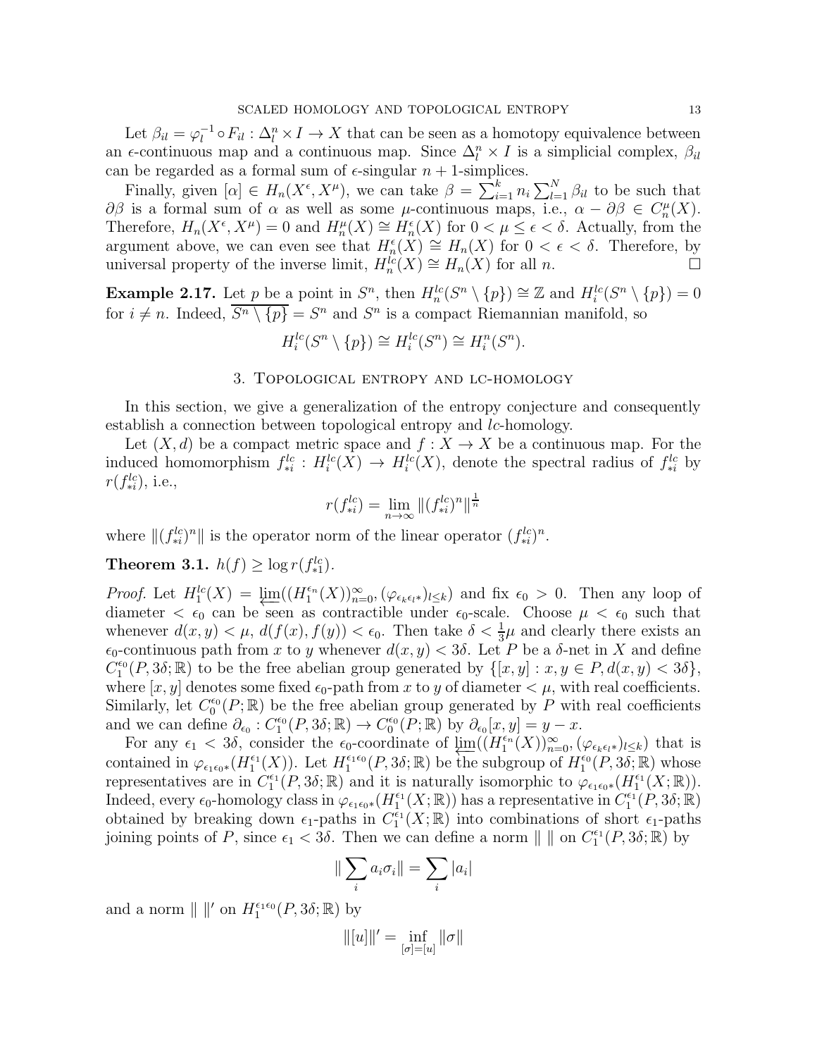Let $\beta_{il} = \varphi_l^{-1} \circ F_{il} : \Delta_l^n \times I \to X$ that can be seen as a homotopy equivalence between an $\epsilon$-continuous map and a continuous map. Since $\Delta_l^n \times I$ is a simplicial complex, $\beta_{il}$ can be regarded as a formal sum of $\epsilon$-singular $n+1$-simplices.

Finally, given $[\alpha] \in H_n(X^\epsilon, X^\mu)$, we can take $\beta = \sum_{i=1}^k n_i \sum_{l=1}^N \beta_{il}$ to be such that $\partial\beta$ is a formal sum of $\alpha$ as well as some $\mu$-continuous maps, i.e., $\alpha - \partial\beta \in C_n^\mu(X)$. Therefore, $H_n(X^\epsilon, X^\mu) = 0$ and $H_n^\mu(X) \cong H_n^\epsilon(X)$ for $0 < \mu \le \epsilon < \delta$. Actually, from the argument above, we can even see that $H_n^\epsilon(X) \cong H_n(X)$ for $0 < \epsilon < \delta$. Therefore, by universal property of the inverse limit, $H_n^{lc}(X) \cong H_n(X)$ for all $n$. $\square$

**Example 2.17.** Let $p$ be a point in $S^n$, then $H_n^{lc}(S^n \setminus \{p\}) \cong \mathbb{Z}$ and $H_i^{lc}(S^n \setminus \{p\}) = 0$ for $i \neq n$. Indeed, $\overline{S^n \setminus \{p\}} = S^n$ and $S^n$ is a compact Riemannian manifold, so

$$H_i^{lc}(S^n \setminus \{p\}) \cong H_i^{lc}(S^n) \cong H_i^n(S^n).$$

## 3. Topological entropy and lc-homology

In this section, we give a generalization of the entropy conjecture and consequently establish a connection between topological entropy and $lc$-homology.

Let $(X, d)$ be a compact metric space and $f : X \to X$ be a continuous map. For the induced homomorphism $f_{*i}^{lc} : H_i^{lc}(X) \to H_i^{lc}(X)$, denote the spectral radius of $f_{*i}^{lc}$ by $r(f_{*i}^{lc})$, i.e.,

$$r(f_{*i}^{lc}) = \lim_{n\to\infty} \|(f_{*i}^{lc})^n\|^{\frac{1}{n}}$$

where $\|(f_{*i}^{lc})^n\|$ is the operator norm of the linear operator $(f_{*i}^{lc})^n$.

**Theorem 3.1.** $h(f) \geq \log r(f_{*1}^{lc})$.

*Proof.* Let $H_1^{lc}(X) = \varprojlim((H_1^{\epsilon_n}(X))_{n=0}^\infty, (\varphi_{\epsilon_k\epsilon_l *})_{l\le k})$ and fix $\epsilon_0 > 0$. Then any loop of diameter $< \epsilon_0$ can be seen as contractible under $\epsilon_0$-scale. Choose $\mu < \epsilon_0$ such that whenever $d(x,y) < \mu$, $d(f(x), f(y)) < \epsilon_0$. Then take $\delta < \frac{1}{3}\mu$ and clearly there exists an $\epsilon_0$-continuous path from $x$ to $y$ whenever $d(x,y) < 3\delta$. Let $P$ be a $\delta$-net in $X$ and define $C_1^{\epsilon_0}(P, 3\delta; \mathbb{R})$ to be the free abelian group generated by $\{[x,y] : x,y \in P, d(x,y) < 3\delta\}$, where $[x,y]$ denotes some fixed $\epsilon_0$-path from $x$ to $y$ of diameter $< \mu$, with real coefficients. Similarly, let $C_0^{\epsilon_0}(P; \mathbb{R})$ be the free abelian group generated by $P$ with real coefficients and we can define $\partial_{\epsilon_0} : C_1^{\epsilon_0}(P, 3\delta; \mathbb{R}) \to C_0^{\epsilon_0}(P; \mathbb{R})$ by $\partial_{\epsilon_0}[x,y] = y - x$.

For any $\epsilon_1 < 3\delta$, consider the $\epsilon_0$-coordinate of $\varprojlim((H_1^{\epsilon_n}(X))_{n=0}^\infty, (\varphi_{\epsilon_k\epsilon_l *})_{l\le k})$ that is contained in $\varphi_{\epsilon_1\epsilon_0 *}(H_1^{\epsilon_1}(X))$. Let $H_1^{\epsilon_1\epsilon_0}(P, 3\delta; \mathbb{R})$ be the subgroup of $H_1^{\epsilon_0}(P, 3\delta; \mathbb{R})$ whose representatives are in $C_1^{\epsilon_1}(P, 3\delta; \mathbb{R})$ and it is naturally isomorphic to $\varphi_{\epsilon_1\epsilon_0 *}(H_1^{\epsilon_1}(X; \mathbb{R}))$. Indeed, every $\epsilon_0$-homology class in $\varphi_{\epsilon_1\epsilon_0 *}(H_1^{\epsilon_1}(X; \mathbb{R}))$ has a representative in $C_1^{\epsilon_1}(P, 3\delta; \mathbb{R})$ obtained by breaking down $\epsilon_1$-paths in $C_1^{\epsilon_1}(X; \mathbb{R})$ into combinations of short $\epsilon_1$-paths joining points of $P$, since $\epsilon_1 < 3\delta$. Then we can define a norm $\| \ \|$ on $C_1^{\epsilon_1}(P, 3\delta; \mathbb{R})$ by

$$\| \sum_i a_i \sigma_i \| = \sum_i |a_i|$$

and a norm $\| \ \|'$ on $H_1^{\epsilon_1\epsilon_0}(P, 3\delta; \mathbb{R})$ by

$$\|[u]\|' = \inf_{[\sigma]=[u]} \|\sigma\|$$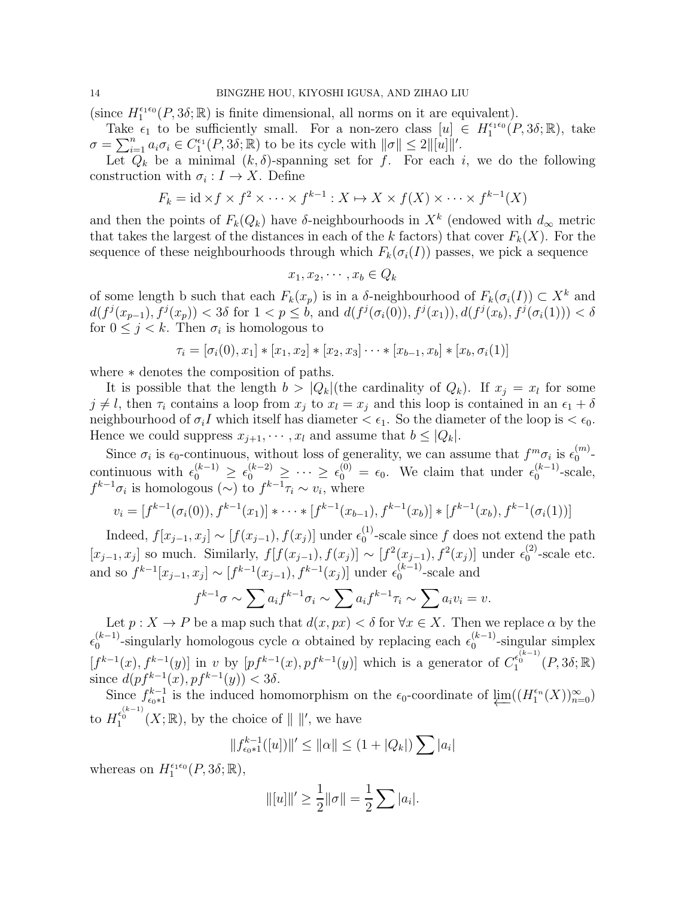(since $H_1^{\epsilon_1\epsilon_0}(P, 3\delta; \mathbb{R})$ is finite dimensional, all norms on it are equivalent).

Take $\epsilon_1$ to be sufficiently small. For a non-zero class $[u] \in H_1^{\epsilon_1\epsilon_0}(P, 3\delta; \mathbb{R})$, take $\sigma = \sum_{i=1}^n a_i\sigma_i \in C_1^{\epsilon_1}(P, 3\delta; \mathbb{R})$ to be its cycle with $\|\sigma\| \leq 2\|[u]\|'$.

Let $Q_k$ be a minimal $(k, \delta)$-spanning set for $f$. For each $i$, we do the following construction with $\sigma_i : I \to X$. Define

$$F_k = \mathrm{id} \times f \times f^2 \times \cdots \times f^{k-1} : X \mapsto X \times f(X) \times \cdots \times f^{k-1}(X)$$

and then the points of $F_k(Q_k)$ have $\delta$-neighbourhoods in $X^k$ (endowed with $d_\infty$ metric that takes the largest of the distances in each of the $k$ factors) that cover $F_k(X)$. For the sequence of these neighbourhoods through which $F_k(\sigma_i(I))$ passes, we pick a sequence

$$x_1, x_2, \cdots, x_b \in Q_k$$

of some length b such that each $F_k(x_p)$ is in a $\delta$-neighbourhood of $F_k(\sigma_i(I)) \subset X^k$ and $d(f^j(x_{p-1}), f^j(x_p)) < 3\delta$ for $1 < p \leq b$, and $d(f^j(\sigma_i(0)), f^j(x_1)), d(f^j(x_b), f^j(\sigma_i(1))) < \delta$ for $0 \leq j < k$. Then $\sigma_i$ is homologous to

$$\tau_i = [\sigma_i(0), x_1] * [x_1, x_2] * [x_2, x_3] \cdots * [x_{b-1}, x_b] * [x_b, \sigma_i(1)]$$

where $*$ denotes the composition of paths.

It is possible that the length $b > |Q_k|$(the cardinality of $Q_k$). If $x_j = x_l$ for some $j \neq l$, then $\tau_i$ contains a loop from $x_j$ to $x_l = x_j$ and this loop is contained in an $\epsilon_1 + \delta$ neighbourhood of $\sigma_i I$ which itself has diameter $< \epsilon_1$. So the diameter of the loop is $< \epsilon_0$. Hence we could suppress $x_{j+1}, \cdots, x_l$ and assume that $b \leq |Q_k|$.

Since $\sigma_i$ is $\epsilon_0$-continuous, without loss of generality, we can assume that $f^m\sigma_i$ is $\epsilon_0^{(m)}$-continuous with $\epsilon_0^{(k-1)} \geq \epsilon_0^{(k-2)} \geq \cdots \geq \epsilon_0^{(0)} = \epsilon_0$. We claim that under $\epsilon_0^{(k-1)}$-scale, $f^{k-1}\sigma_i$ is homologous ($\sim$) to $f^{k-1}\tau_i \sim v_i$, where

$$v_i = [f^{k-1}(\sigma_i(0)), f^{k-1}(x_1)] * \cdots * [f^{k-1}(x_{b-1}), f^{k-1}(x_b)] * [f^{k-1}(x_b), f^{k-1}(\sigma_i(1))]$$

Indeed, $f[x_{j-1}, x_j] \sim [f(x_{j-1}), f(x_j)]$ under $\epsilon_0^{(1)}$-scale since $f$ does not extend the path $[x_{j-1}, x_j]$ so much. Similarly, $f[f(x_{j-1}), f(x_j)] \sim [f^2(x_{j-1}), f^2(x_j)]$ under $\epsilon_0^{(2)}$-scale etc. and so $f^{k-1}[x_{j-1}, x_j] \sim [f^{k-1}(x_{j-1}), f^{k-1}(x_j)]$ under $\epsilon_0^{(k-1)}$-scale and

$$f^{k-1}\sigma \sim \sum a_i f^{k-1}\sigma_i \sim \sum a_i f^{k-1}\tau_i \sim \sum a_i v_i = v.$$

Let $p : X \to P$ be a map such that $d(x, px) < \delta$ for $\forall x \in X$. Then we replace $\alpha$ by the $\epsilon_0^{(k-1)}$-singularly homologous cycle $\alpha$ obtained by replacing each $\epsilon_0^{(k-1)}$-singular simplex $[f^{k-1}(x), f^{k-1}(y)]$ in $v$ by $[pf^{k-1}(x), pf^{k-1}(y)]$ which is a generator of $C_1^{\epsilon_0^{(k-1)}}(P, 3\delta; \mathbb{R})$ since $d(pf^{k-1}(x), pf^{k-1}(y)) < 3\delta$.

Since $f^{k-1}_{\epsilon_0 *1}$ is the induced homomorphism on the $\epsilon_0$-coordinate of $\varprojlim((H_1^{\epsilon_n}(X))_{n=0}^\infty)$ to $H_1^{\epsilon_0^{(k-1)}}(X; \mathbb{R})$, by the choice of $\| \ \|'$, we have

$$\|f^{k-1}_{\epsilon_0 *1}([u])\|' \leq \|\alpha\| \leq (1 + |Q_k|) \sum |a_i|$$

whereas on $H_1^{\epsilon_1\epsilon_0}(P, 3\delta; \mathbb{R})$,

$$\|[u]\|' \geq \frac{1}{2}\|\sigma\| = \frac{1}{2} \sum |a_i|.$$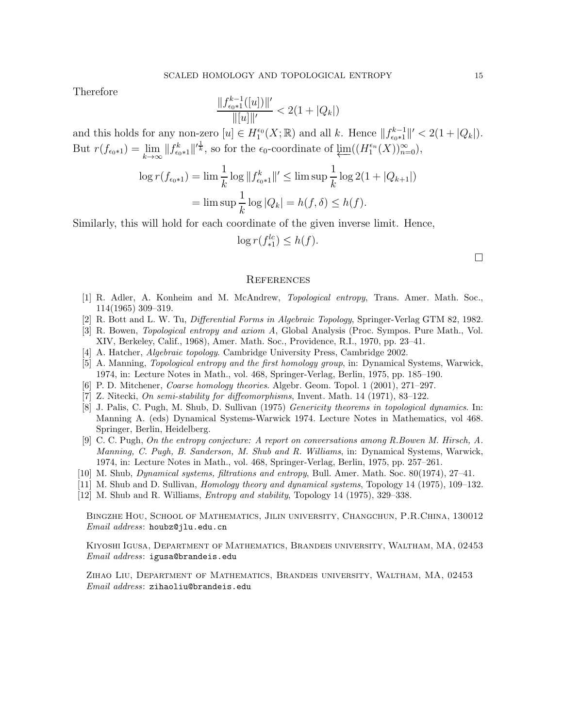Therefore

$$\frac{\|f_{\epsilon_0 *1}^{k-1}([u])\|'}{\|[u]\|'} < 2(1 + |Q_k|)$$

and this holds for any non-zero $[u] \in H_1^{\epsilon_0}(X;\mathbb{R})$ and all $k$. Hence $\|f_{\epsilon_0 *1}^{k-1}\|' < 2(1 + |Q_k|)$. But $r(f_{\epsilon_0 *1}) = \lim_{k\to\infty} \|f_{\epsilon_0 *1}^k\|'^{\frac{1}{k}}$, so for the $\epsilon_0$-coordinate of $\varprojlim((H_1^{\epsilon_n}(X))_{n=0}^{\infty})$,

$$\begin{aligned}
\log r(f_{\epsilon_0 *1}) &= \lim \frac{1}{k} \log \|f_{\epsilon_0 *1}^k\|' \leq \limsup \frac{1}{k} \log 2(1 + |Q_{k+1}|) \\
&= \limsup \frac{1}{k} \log |Q_k| = h(f, \delta) \leq h(f).
\end{aligned}$$

Similarly, this will hold for each coordinate of the given inverse limit. Hence,

$$\log r(f_{*1}^{lc}) \leq h(f).$$

□

## References

[1] R. Adler, A. Konheim and M. McAndrew, *Topological entropy*, Trans. Amer. Math. Soc., 114(1965) 309–319.

[2] R. Bott and L. W. Tu, *Differential Forms in Algebraic Topology*, Springer-Verlag GTM 82, 1982.

[3] R. Bowen, *Topological entropy and axiom A*, Global Analysis (Proc. Sympos. Pure Math., Vol. XIV, Berkeley, Calif., 1968), Amer. Math. Soc., Providence, R.I., 1970, pp. 23–41.

[4] A. Hatcher, *Algebraic topology*. Cambridge University Press, Cambridge 2002.

[5] A. Manning, *Topological entropy and the first homology group*, in: Dynamical Systems, Warwick, 1974, in: Lecture Notes in Math., vol. 468, Springer-Verlag, Berlin, 1975, pp. 185–190.

[6] P. D. Mitchener, *Coarse homology theories*. Algebr. Geom. Topol. 1 (2001), 271–297.

[7] Z. Nitecki, *On semi-stability for diffeomorphisms*, Invent. Math. 14 (1971), 83–122.

[8] J. Palis, C. Pugh, M. Shub, D. Sullivan (1975) *Genericity theorems in topological dynamics*. In: Manning A. (eds) Dynamical Systems-Warwick 1974. Lecture Notes in Mathematics, vol 468. Springer, Berlin, Heidelberg.

[9] C. C. Pugh, *On the entropy conjecture: A report on conversations among R.Bowen M. Hirsch, A. Manning, C. Pugh, B. Sanderson, M. Shub and R. Williams*, in: Dynamical Systems, Warwick, 1974, in: Lecture Notes in Math., vol. 468, Springer-Verlag, Berlin, 1975, pp. 257–261.

[10] M. Shub, *Dynamical systems, filtrations and entropy*, Bull. Amer. Math. Soc. 80(1974), 27–41.

[11] M. Shub and D. Sullivan, *Homology theory and dynamical systems*, Topology 14 (1975), 109–132.

[12] M. Shub and R. Williams, *Entropy and stability*, Topology 14 (1975), 329–338.

Bingzhe Hou, School of Mathematics, Jilin university, Changchun, P.R.China, 130012
*Email address*: houbz@jlu.edu.cn

Kiyoshi Igusa, Department of Mathematics, Brandeis university, Waltham, MA, 02453
*Email address*: igusa@brandeis.edu

Zihao Liu, Department of Mathematics, Brandeis university, Waltham, MA, 02453
*Email address*: zihaoliu@brandeis.edu